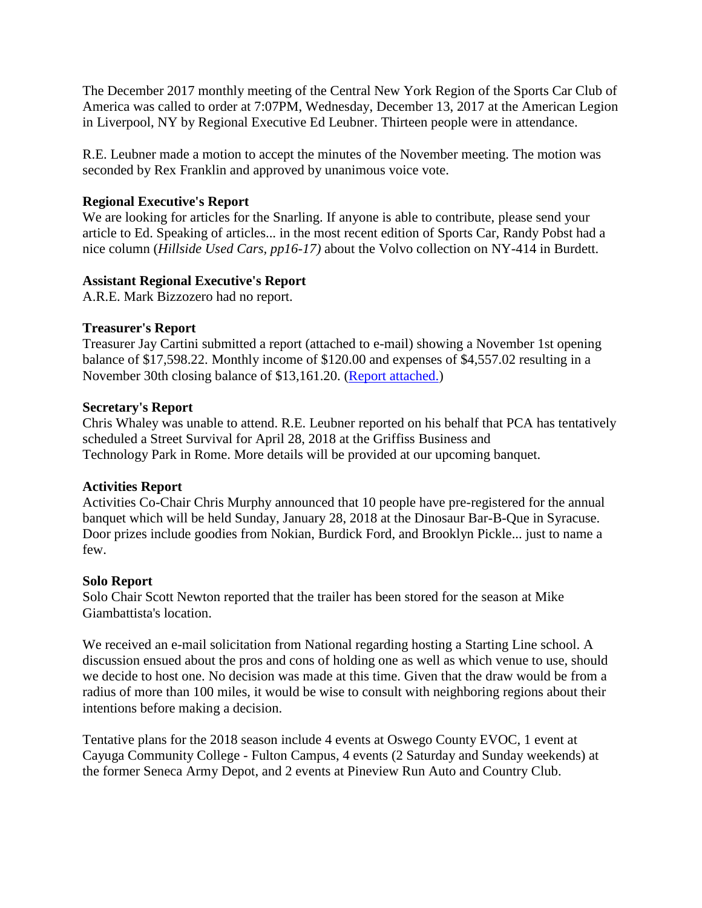The December 2017 monthly meeting of the Central New York Region of the Sports Car Club of America was called to order at 7:07PM, Wednesday, December 13, 2017 at the American Legion in Liverpool, NY by Regional Executive Ed Leubner. Thirteen people were in attendance.

R.E. Leubner made a motion to accept the minutes of the November meeting. The motion was seconded by Rex Franklin and approved by unanimous voice vote.

**Regional Executive's Report**
We are looking for articles for the Snarling. If anyone is able to contribute, please send your article to Ed. Speaking of articles... in the most recent edition of Sports Car, Randy Pobst had a nice column (*Hillside Used Cars, pp16-17)* about the Volvo collection on NY-414 in Burdett.

**Assistant Regional Executive's Report**
A.R.E. Mark Bizzozero had no report.

**Treasurer's Report**
Treasurer Jay Cartini submitted a report (attached to e-mail) showing a November 1st opening balance of $17,598.22. Monthly income of $120.00 and expenses of $4,557.02 resulting in a November 30th closing balance of $13,161.20. (Report attached.)

**Secretary's Report**
Chris Whaley was unable to attend. R.E. Leubner reported on his behalf that PCA has tentatively scheduled a Street Survival for April 28, 2018 at the Griffiss Business and Technology Park in Rome. More details will be provided at our upcoming banquet.

**Activities Report**
Activities Co-Chair Chris Murphy announced that 10 people have pre-registered for the annual banquet which will be held Sunday, January 28, 2018 at the Dinosaur Bar-B-Que in Syracuse. Door prizes include goodies from Nokian, Burdick Ford, and Brooklyn Pickle... just to name a few.

**Solo Report**
Solo Chair Scott Newton reported that the trailer has been stored for the season at Mike Giambattista's location.

We received an e-mail solicitation from National regarding hosting a Starting Line school. A discussion ensued about the pros and cons of holding one as well as which venue to use, should we decide to host one. No decision was made at this time. Given that the draw would be from a radius of more than 100 miles, it would be wise to consult with neighboring regions about their intentions before making a decision.

Tentative plans for the 2018 season include 4 events at Oswego County EVOC, 1 event at Cayuga Community College - Fulton Campus, 4 events (2 Saturday and Sunday weekends) at the former Seneca Army Depot, and 2 events at Pineview Run Auto and Country Club.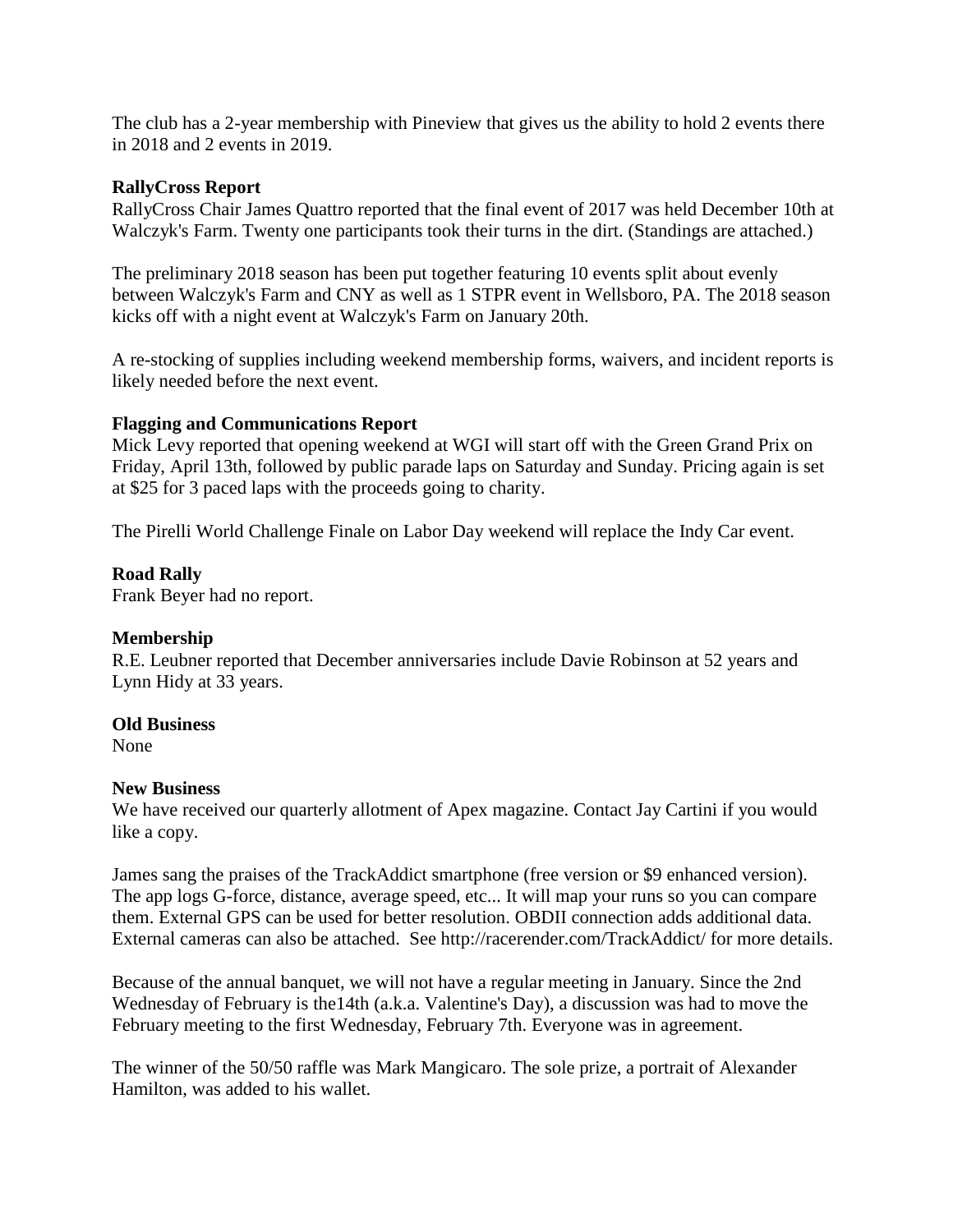The club has a 2-year membership with Pineview that gives us the ability to hold 2 events there in 2018 and 2 events in 2019.

**RallyCross Report**

RallyCross Chair James Quattro reported that the final event of 2017 was held December 10th at Walczyk's Farm. Twenty one participants took their turns in the dirt. (Standings are attached.)

The preliminary 2018 season has been put together featuring 10 events split about evenly between Walczyk's Farm and CNY as well as 1 STPR event in Wellsboro, PA. The 2018 season kicks off with a night event at Walczyk's Farm on January 20th.

A re-stocking of supplies including weekend membership forms, waivers, and incident reports is likely needed before the next event.

**Flagging and Communications Report**

Mick Levy reported that opening weekend at WGI will start off with the Green Grand Prix on Friday, April 13th, followed by public parade laps on Saturday and Sunday. Pricing again is set at $25 for 3 paced laps with the proceeds going to charity.

The Pirelli World Challenge Finale on Labor Day weekend will replace the Indy Car event.

**Road Rally**

Frank Beyer had no report.

**Membership**

R.E. Leubner reported that December anniversaries include Davie Robinson at 52 years and Lynn Hidy at 33 years.

**Old Business**

None

**New Business**

We have received our quarterly allotment of Apex magazine. Contact Jay Cartini if you would like a copy.

James sang the praises of the TrackAddict smartphone (free version or $9 enhanced version). The app logs G-force, distance, average speed, etc... It will map your runs so you can compare them. External GPS can be used for better resolution. OBDII connection adds additional data. External cameras can also be attached. See http://racerender.com/TrackAddict/ for more details.

Because of the annual banquet, we will not have a regular meeting in January. Since the 2nd Wednesday of February is the14th (a.k.a. Valentine's Day), a discussion was had to move the February meeting to the first Wednesday, February 7th. Everyone was in agreement.

The winner of the 50/50 raffle was Mark Mangicaro. The sole prize, a portrait of Alexander Hamilton, was added to his wallet.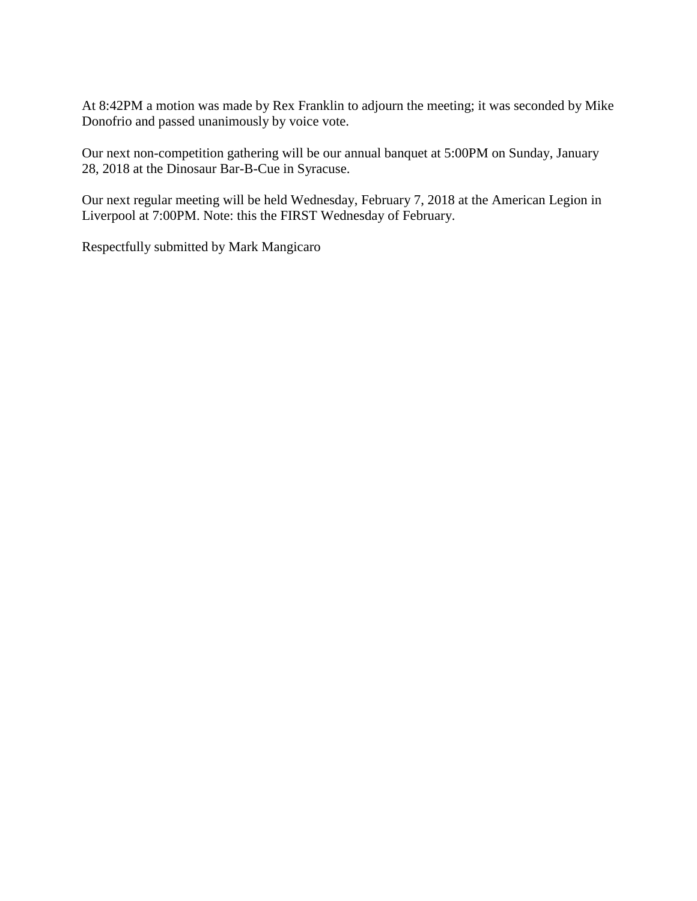At 8:42PM a motion was made by Rex Franklin to adjourn the meeting; it was seconded by Mike Donofrio and passed unanimously by voice vote.

Our next non-competition gathering will be our annual banquet at 5:00PM on Sunday, January 28, 2018 at the Dinosaur Bar-B-Cue in Syracuse.

Our next regular meeting will be held Wednesday, February 7, 2018 at the American Legion in Liverpool at 7:00PM. Note: this the FIRST Wednesday of February.

Respectfully submitted by Mark Mangicaro